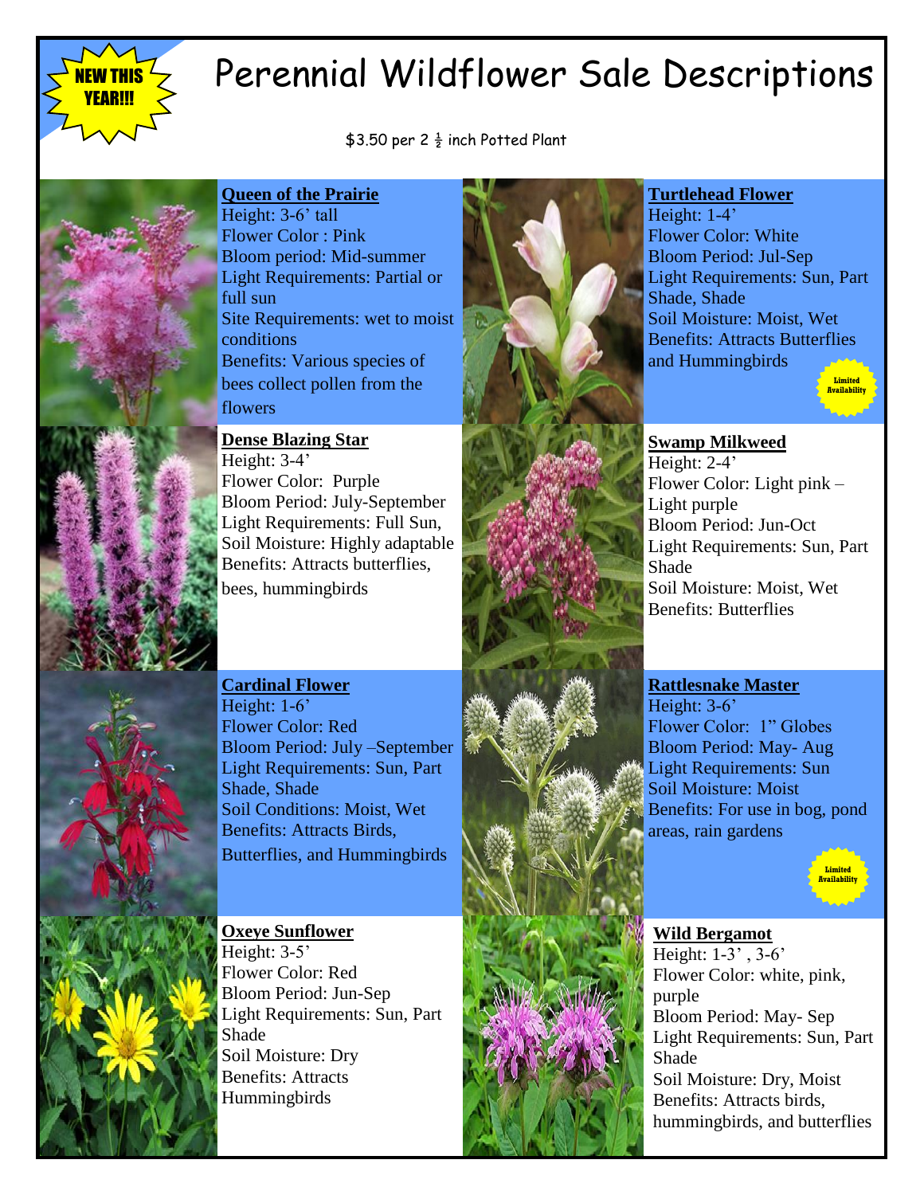NEW THIS YEAR!!!

# Perennial Wildflower Sale Descriptions

$3.50 per 2 ½ inch Potted Plant

## Queen of the Prairie

Height: 3-6' tall
Flower Color : Pink
Bloom period: Mid-summer
Light Requirements: Partial or full sun
Site Requirements: wet to moist conditions
Benefits: Various species of bees collect pollen from the flowers

## Turtlehead Flower

Height: 1-4'
Flower Color: White
Bloom Period: Jul-Sep
Light Requirements: Sun, Part Shade, Shade
Soil Moisture: Moist, Wet
Benefits: Attracts Butterflies and Hummingbirds

Limited Availability

## Dense Blazing Star

Height: 3-4'
Flower Color: Purple
Bloom Period: July-September
Light Requirements: Full Sun,
Soil Moisture: Highly adaptable
Benefits: Attracts butterflies, bees, hummingbirds

## Swamp Milkweed

Height: 2-4'
Flower Color: Light pink – Light purple
Bloom Period: Jun-Oct
Light Requirements: Sun, Part Shade
Soil Moisture: Moist, Wet
Benefits: Butterflies

## Cardinal Flower

Height: 1-6'
Flower Color: Red
Bloom Period: July –September
Light Requirements: Sun, Part Shade, Shade
Soil Conditions: Moist, Wet
Benefits: Attracts Birds, Butterflies, and Hummingbirds

## Rattlesnake Master

Height: 3-6'
Flower Color: 1" Globes
Bloom Period: May- Aug
Light Requirements: Sun
Soil Moisture: Moist
Benefits: For use in bog, pond areas, rain gardens

Limited Availability

## Oxeye Sunflower

Height: 3-5'
Flower Color: Red
Bloom Period: Jun-Sep
Light Requirements: Sun, Part Shade
Soil Moisture: Dry
Benefits: Attracts Hummingbirds

## Wild Bergamot

Height: 1-3' , 3-6'
Flower Color: white, pink, purple
Bloom Period: May- Sep
Light Requirements: Sun, Part Shade
Soil Moisture: Dry, Moist
Benefits: Attracts birds, hummingbirds, and butterflies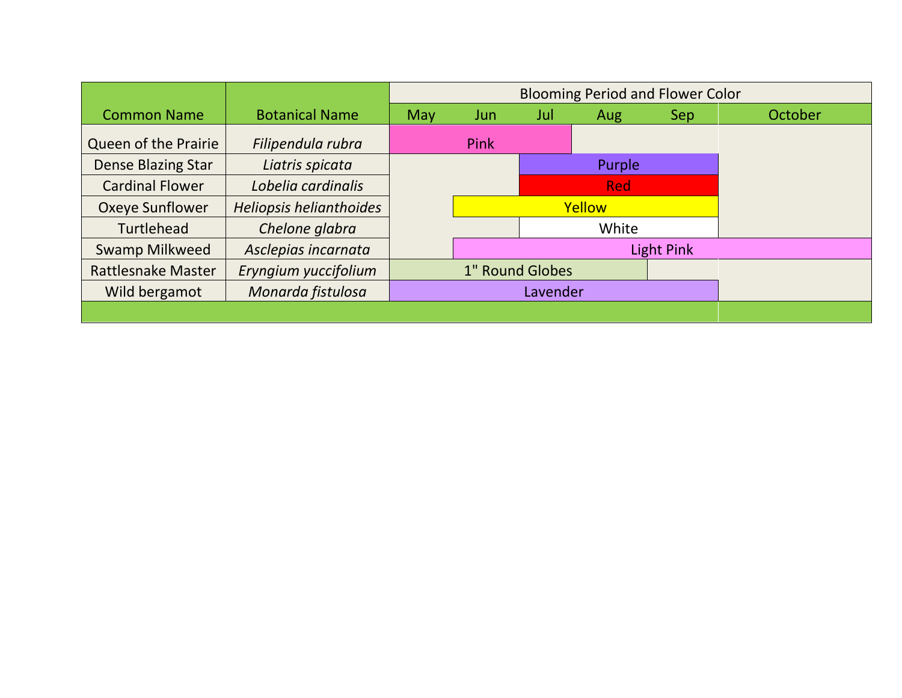| Common Name | Botanical Name | Blooming Period and Flower Color | | | | | |
|---|---|---|---|---|---|---|---|
| | | May | Jun | Jul | Aug | Sep | October |
| Queen of the Prairie | *Filipendula rubra* | Pink | | | | | |
| Dense Blazing Star | *Liatris spicata* | | | Purple | | | |
| Cardinal Flower | *Lobelia cardinalis* | | | Red | | | |
| Oxeye Sunflower | *Heliopsis helianthoides* | | Yellow | | | | |
| Turtlehead | *Chelone glabra* | | | White | | | |
| Swamp Milkweed | *Asclepias incarnata* | | Light Pink | | | | |
| Rattlesnake Master | *Eryngium yuccifolium* | 1" Round Globes | | | | | |
| Wild bergamot | *Monarda fistulosa* | Lavender | | | | | |